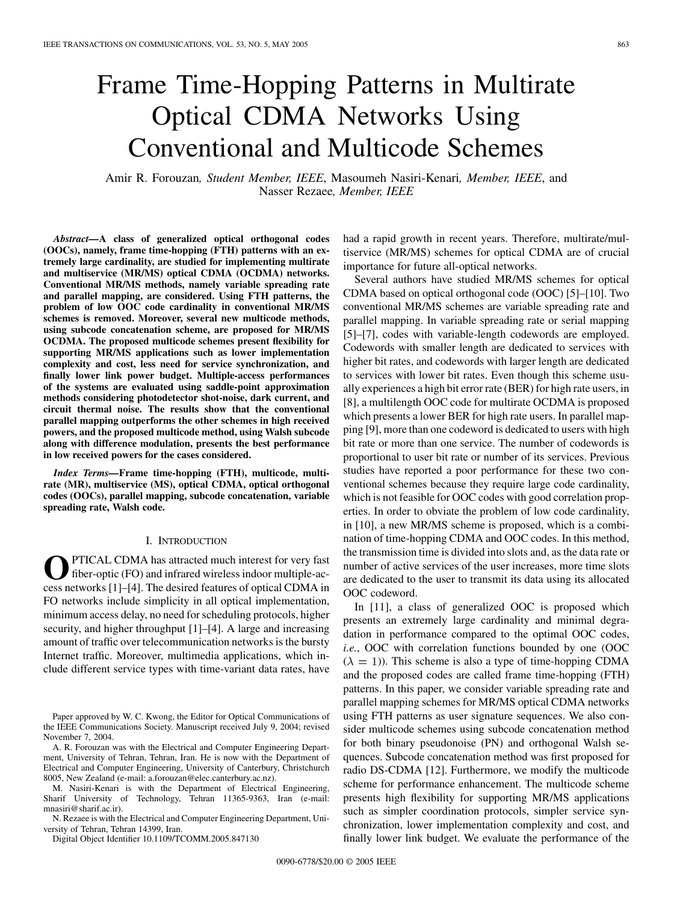# Frame Time-Hopping Patterns in Multirate Optical CDMA Networks Using Conventional and Multicode Schemes

Amir R. Forouzan, *Student Member, IEEE*, Masoumeh Nasiri-Kenari, *Member, IEEE*, and Nasser Rezaee, *Member, IEEE*

***Abstract*—A class of generalized optical orthogonal codes (OOCs), namely, frame time-hopping (FTH) patterns with an extremely large cardinality, are studied for implementing multirate and multiservice (MR/MS) optical CDMA (OCDMA) networks. Conventional MR/MS methods, namely variable spreading rate and parallel mapping, are considered. Using FTH patterns, the problem of low OOC code cardinality in conventional MR/MS schemes is removed. Moreover, several new multicode methods, using subcode concatenation scheme, are proposed for MR/MS OCDMA. The proposed multicode schemes present flexibility for supporting MR/MS applications such as lower implementation complexity and cost, less need for service synchronization, and finally lower link power budget. Multiple-access performances of the systems are evaluated using saddle-point approximation methods considering photodetector shot-noise, dark current, and circuit thermal noise. The results show that the conventional parallel mapping outperforms the other schemes in high received powers, and the proposed multicode method, using Walsh subcode along with difference modulation, presents the best performance in low received powers for the cases considered.**

***Index Terms*—Frame time-hopping (FTH), multicode, multirate (MR), multiservice (MS), optical CDMA, optical orthogonal codes (OOCs), parallel mapping, subcode concatenation, variable spreading rate, Walsh code.**

## I. Introduction

OPTICAL CDMA has attracted much interest for very fast fiber-optic (FO) and infrared wireless indoor multiple-access networks [1]–[4]. The desired features of optical CDMA in FO networks include simplicity in all optical implementation, minimum access delay, no need for scheduling protocols, higher security, and higher throughput [1]–[4]. A large and increasing amount of traffic over telecommunication networks is the bursty Internet traffic. Moreover, multimedia applications, which include different service types with time-variant data rates, have had a rapid growth in recent years. Therefore, multirate/multiservice (MR/MS) schemes for optical CDMA are of crucial importance for future all-optical networks.

Several authors have studied MR/MS schemes for optical CDMA based on optical orthogonal code (OOC) [5]–[10]. Two conventional MR/MS schemes are variable spreading rate and parallel mapping. In variable spreading rate or serial mapping [5]–[7], codes with variable-length codewords are employed. Codewords with smaller length are dedicated to services with higher bit rates, and codewords with larger length are dedicated to services with lower bit rates. Even though this scheme usually experiences a high bit error rate (BER) for high rate users, in [8], a multilength OOC code for multirate OCDMA is proposed which presents a lower BER for high rate users. In parallel mapping [9], more than one codeword is dedicated to users with high bit rate or more than one service. The number of codewords is proportional to user bit rate or number of its services. Previous studies have reported a poor performance for these two conventional schemes because they require large code cardinality, which is not feasible for OOC codes with good correlation properties. In order to obviate the problem of low code cardinality, in [10], a new MR/MS scheme is proposed, which is a combination of time-hopping CDMA and OOC codes. In this method, the transmission time is divided into slots and, as the data rate or number of active services of the user increases, more time slots are dedicated to the user to transmit its data using its allocated OOC codeword.

In [11], a class of generalized OOC is proposed which presents an extremely large cardinality and minimal degradation in performance compared to the optimal OOC codes, *i.e.*, OOC with correlation functions bounded by one (OOC ($\lambda = 1$)). This scheme is also a type of time-hopping CDMA and the proposed codes are called frame time-hopping (FTH) patterns. In this paper, we consider variable spreading rate and parallel mapping schemes for MR/MS optical CDMA networks using FTH patterns as user signature sequences. We also consider multicode schemes using subcode concatenation method for both binary pseudonoise (PN) and orthogonal Walsh sequences. Subcode concatenation method was first proposed for radio DS-CDMA [12]. Furthermore, we modify the multicode scheme for performance enhancement. The multicode scheme presents high flexibility for supporting MR/MS applications such as simpler coordination protocols, simpler service synchronization, lower implementation complexity and cost, and finally lower link budget. We evaluate the performance of the

Paper approved by W. C. Kwong, the Editor for Optical Communications of the IEEE Communications Society. Manuscript received July 9, 2004; revised November 7, 2004.

A. R. Forouzan was with the Electrical and Computer Engineering Department, University of Tehran, Tehran, Iran. He is now with the Department of Electrical and Computer Engineering, University of Canterbury, Christchurch 8005, New Zealand (e-mail: a.forouzan@elec.canterbury.ac.nz).

M. Nasiri-Kenari is with the Department of Electrical Engineering, Sharif University of Technology, Tehran 11365-9363, Iran (e-mail: mnasiri@sharif.ac.ir).

N. Rezaee is with the Electrical and Computer Engineering Department, University of Tehran, Tehran 14399, Iran.

Digital Object Identifier 10.1109/TCOMM.2005.847130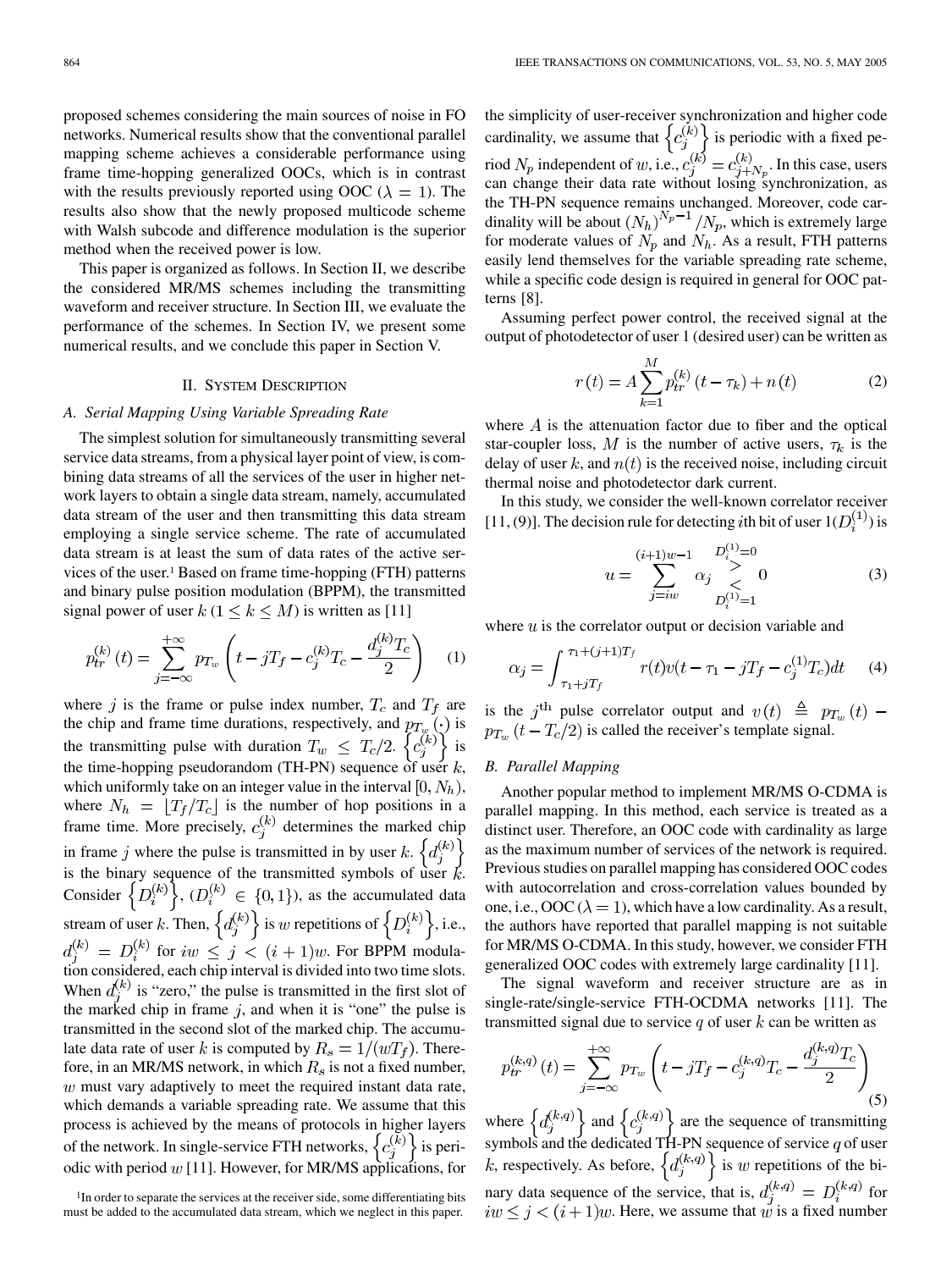proposed schemes considering the main sources of noise in FO networks. Numerical results show that the conventional parallel mapping scheme achieves a considerable performance using frame time-hopping generalized OOCs, which is in contrast with the results previously reported using OOC ($\lambda = 1$). The results also show that the newly proposed multicode scheme with Walsh subcode and difference modulation is the superior method when the received power is low.

This paper is organized as follows. In Section II, we describe the considered MR/MS schemes including the transmitting waveform and receiver structure. In Section III, we evaluate the performance of the schemes. In Section IV, we present some numerical results, and we conclude this paper in Section V.

## II. System Description

### A. Serial Mapping Using Variable Spreading Rate

The simplest solution for simultaneously transmitting several service data streams, from a physical layer point of view, is combining data streams of all the services of the user in higher network layers to obtain a single data stream, namely, accumulated data stream of the user and then transmitting this data stream employing a single service scheme. The rate of accumulated data stream is at least the sum of data rates of the active services of the user.[1] Based on frame time-hopping (FTH) patterns and binary pulse position modulation (BPPM), the transmitted signal power of user $k$ $(1 \leq k \leq M)$ is written as [11]

$$p_{tr}^{(k)}(t) = \sum_{j=-\infty}^{+\infty} p_{T_w}\left(t - jT_f - c_j^{(k)}T_c - \frac{d_j^{(k)}T_c}{2}\right) \quad (1)$$

where $j$ is the frame or pulse index number, $T_c$ and $T_f$ are the chip and frame time durations, respectively, and $p_{T_w}(\cdot)$ is the transmitting pulse with duration $T_w \leq T_c/2$. $\left\{c_j^{(k)}\right\}$ is the time-hopping pseudorandom (TH-PN) sequence of user $k$, which uniformly take on an integer value in the interval $[0, N_h)$, where $N_h = \lfloor T_f/T_c \rfloor$ is the number of hop positions in a frame time. More precisely, $c_j^{(k)}$ determines the marked chip in frame $j$ where the pulse is transmitted in by user $k$. $\left\{d_j^{(k)}\right\}$ is the binary sequence of the transmitted symbols of user $k$. Consider $\left\{D_i^{(k)}\right\}$, $(D_i^{(k)} \in \{0,1\})$, as the accumulated data stream of user $k$. Then, $\left\{d_j^{(k)}\right\}$ is $w$ repetitions of $\left\{D_i^{(k)}\right\}$, i.e., $d_j^{(k)} = D_i^{(k)}$ for $iw \leq j < (i+1)w$. For BPPM modulation considered, each chip interval is divided into two time slots. When $d_j^{(k)}$ is "zero," the pulse is transmitted in the first slot of the marked chip in frame $j$, and when it is "one" the pulse is transmitted in the second slot of the marked chip. The accumulate data rate of user $k$ is computed by $R_s = 1/(wT_f)$. Therefore, in an MR/MS network, in which $R_s$ is not a fixed number, $w$ must vary adaptively to meet the required instant data rate, which demands a variable spreading rate. We assume that this process is achieved by the means of protocols in higher layers of the network. In single-service FTH networks, $\left\{c_j^{(k)}\right\}$ is periodic with period $w$ [11]. However, for MR/MS applications, for the simplicity of user-receiver synchronization and higher code cardinality, we assume that $\left\{c_j^{(k)}\right\}$ is periodic with a fixed period $N_p$ independent of $w$, i.e., $c_j^{(k)} = c_{j+N_p}^{(k)}$. In this case, users can change their data rate without losing synchronization, as the TH-PN sequence remains unchanged. Moreover, code cardinality will be about $(N_h)^{N_p - 1}/N_p$, which is extremely large for moderate values of $N_p$ and $N_h$. As a result, FTH patterns easily lend themselves for the variable spreading rate scheme, while a specific code design is required in general for OOC patterns [8].

[1] In order to separate the services at the receiver side, some differentiating bits must be added to the accumulated data stream, which we neglect in this paper.

Assuming perfect power control, the received signal at the output of photodetector of user 1 (desired user) can be written as

$$r(t) = A \sum_{k=1}^{M} p_{tr}^{(k)}(t - \tau_k) + n(t) \quad (2)$$

where $A$ is the attenuation factor due to fiber and the optical star-coupler loss, $M$ is the number of active users, $\tau_k$ is the delay of user $k$, and $n(t)$ is the received noise, including circuit thermal noise and photodetector dark current.

In this study, we consider the well-known correlator receiver [11, (9)]. The decision rule for detecting $i$th bit of user $1 (D_i^{(1)})$ is

$$u = \sum_{j=iw}^{(i+1)w-1} \alpha_j \underset{D_i^{(1)}=1}{\overset{D_i^{(1)}=0}{\gtrless}} 0 \quad (3)$$

where $u$ is the correlator output or decision variable and

$$\alpha_j = \int_{\tau_1 + jT_f}^{\tau_1 + (j+1)T_f} r(t) v(t - \tau_1 - jT_f - c_j^{(1)}T_c) dt \quad (4)$$

is the $j^{\text{th}}$ pulse correlator output and $v(t) \triangleq p_{T_w}(t) - p_{T_w}(t - T_c/2)$ is called the receiver's template signal.

### B. Parallel Mapping

Another popular method to implement MR/MS O-CDMA is parallel mapping. In this method, each service is treated as a distinct user. Therefore, an OOC code with cardinality as large as the maximum number of services of the network is required. Previous studies on parallel mapping has considered OOC codes with autocorrelation and cross-correlation values bounded by one, i.e., OOC ($\lambda = 1$), which have a low cardinality. As a result, the authors have reported that parallel mapping is not suitable for MR/MS O-CDMA. In this study, however, we consider FTH generalized OOC codes with extremely large cardinality [11].

The signal waveform and receiver structure are as in single-rate/single-service FTH-OCDMA networks [11]. The transmitted signal due to service $q$ of user $k$ can be written as

$$p_{tr}^{(k,q)}(t) = \sum_{j=-\infty}^{+\infty} p_{T_w}\left(t - jT_f - c_j^{(k,q)}T_c - \frac{d_j^{(k,q)}T_c}{2}\right) \quad (5)$$

where $\left\{d_j^{(k,q)}\right\}$ and $\left\{c_j^{(k,q)}\right\}$ are the sequence of transmitting symbols and the dedicated TH-PN sequence of service $q$ of user $k$, respectively. As before, $\left\{d_j^{(k,q)}\right\}$ is $w$ repetitions of the binary data sequence of the service, that is, $d_j^{(k,q)} = D_i^{(k,q)}$ for $iw \leq j < (i+1)w$. Here, we assume that $w$ is a fixed number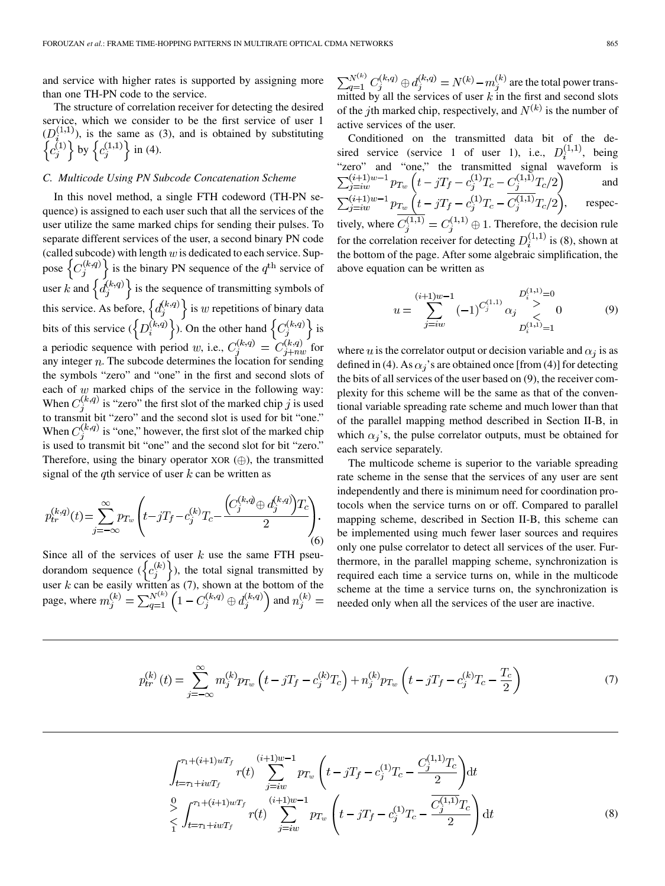and service with higher rates is supported by assigning more than one TH-PN code to the service.

The structure of correlation receiver for detecting the desired service, which we consider to be the first service of user 1 ($D_i^{(1,1)}$), is the same as (3), and is obtained by substituting $\left\{c_j^{(1)}\right\}$ by $\left\{c_j^{(1,1)}\right\}$ in (4).

### C. Multicode Using PN Subcode Concatenation Scheme

In this novel method, a single FTH codeword (TH-PN sequence) is assigned to each user such that all the services of the user utilize the same marked chips for sending their pulses. To separate different services of the user, a second binary PN code (called subcode) with length $w$ is dedicated to each service. Suppose $\left\{C_j^{(k,q)}\right\}$ is the binary PN sequence of the $q^{\text{th}}$ service of user $k$ and $\left\{d_j^{(k,q)}\right\}$ is the sequence of transmitting symbols of this service. As before, $\left\{d_j^{(k,q)}\right\}$ is $w$ repetitions of binary data bits of this service ($\left\{D_i^{(k,q)}\right\}$). On the other hand $\left\{C_j^{(k,q)}\right\}$ is a periodic sequence with period $w$, i.e., $C_j^{(k,q)} = C_{j+nw}^{(k,q)}$ for any integer $n$. The subcode determines the location for sending the symbols "zero" and "one" in the first and second slots of each of $w$ marked chips of the service in the following way: When $C_j^{(k,q)}$ is "zero" the first slot of the marked chip $j$ is used to transmit bit "zero" and the second slot is used for bit "one." When $C_j^{(k,q)}$ is "one," however, the first slot of the marked chip is used to transmit bit "one" and the second slot for bit "zero." Therefore, using the binary operator XOR ($\oplus$), the transmitted signal of the $q$th service of user $k$ can be written as

$$p_{tr}^{(k,q)}(t) = \sum_{j=-\infty}^{\infty} p_{T_w}\left(t - jT_f - c_j^{(k)}T_c - \frac{\left(C_j^{(k,q)} \oplus d_j^{(k,q)}\right)T_c}{2}\right). \tag{6}$$

Since all of the services of user $k$ use the same FTH pseudorandom sequence ($\left\{c_j^{(k)}\right\}$), the total signal transmitted by user $k$ can be easily written as (7), shown at the bottom of the page, where $m_j^{(k)} = \sum_{q=1}^{N^{(k)}}\left(1 - C_j^{(k,q)} \oplus d_j^{(k,q)}\right)$ and $n_j^{(k)} = \sum_{q=1}^{N^{(k)}} C_j^{(k,q)} \oplus d_j^{(k,q)} = N^{(k)} - m_j^{(k)}$ are the total power transmitted by all the services of user $k$ in the first and second slots of the $j$th marked chip, respectively, and $N^{(k)}$ is the number of active services of the user.

Conditioned on the transmitted data bit of the desired service (service 1 of user 1), i.e., $D_i^{(1,1)}$, being "zero" and "one," the transmitted signal waveform is $\sum_{j=iw}^{(i+1)w-1} p_{T_w}\left(t - jT_f - c_j^{(1)}T_c - C_j^{(1,1)}T_c/2\right)$ and $\sum_{j=iw}^{(i+1)w-1} p_{T_w}\left(t - jT_f - c_j^{(1)}T_c - \overline{C_j^{(1,1)}}T_c/2\right)$, respectively, where $\overline{C_j^{(1,1)}} = C_j^{(1,1)} \oplus 1$. Therefore, the decision rule for the correlation receiver for detecting $D_i^{(1,1)}$ is (8), shown at the bottom of the page. After some algebraic simplification, the above equation can be written as

$$u = \sum_{j=iw}^{(i+1)w-1} (-1)^{C_j^{(1,1)}} \alpha_j \underset{D_i^{(1,1)}=1}{\overset{D_i^{(1,1)}=0}{\gtrless}} 0 \tag{9}$$

where $u$ is the correlator output or decision variable and $\alpha_j$ is as defined in (4). As $\alpha_j$'s are obtained once [from (4)] for detecting the bits of all services of the user based on (9), the receiver complexity for this scheme will be the same as that of the conventional variable spreading rate scheme and much lower than that of the parallel mapping method described in Section II-B, in which $\alpha_j$'s, the pulse correlator outputs, must be obtained for each service separately.

The multicode scheme is superior to the variable spreading rate scheme in the sense that the services of any user are sent independently and there is minimum need for coordination protocols when the service turns on or off. Compared to parallel mapping scheme, described in Section II-B, this scheme can be implemented using much fewer laser sources and requires only one pulse correlator to detect all services of the user. Furthermore, in the parallel mapping scheme, synchronization is required each time a service turns on, while in the multicode scheme at the time a service turns on, the synchronization is needed only when all the services of the user are inactive.

$$p_{tr}^{(k)}(t) = \sum_{j=-\infty}^{\infty} m_j^{(k)} p_{T_w}\left(t - jT_f - c_j^{(k)}T_c\right) + n_j^{(k)} p_{T_w}\left(t - jT_f - c_j^{(k)}T_c - \frac{T_c}{2}\right) \tag{7}$$

$$\begin{aligned} &\int_{t=\tau_1+iwT_f}^{\tau_1+(i+1)wT_f} r(t) \sum_{j=iw}^{(i+1)w-1} p_{T_w}\left(t - jT_f - c_j^{(1)}T_c - \frac{C_j^{(1,1)}T_c}{2}\right)\mathrm{d}t \\ &\underset{1}{\overset{0}{\gtrless}} \int_{t=\tau_1+iwT_f}^{\tau_1+(i+1)wT_f} r(t) \sum_{j=iw}^{(i+1)w-1} p_{T_w}\left(t - jT_f - c_j^{(1)}T_c - \frac{\overline{C_j^{(1,1)}}T_c}{2}\right)\mathrm{d}t \end{aligned} \tag{8}$$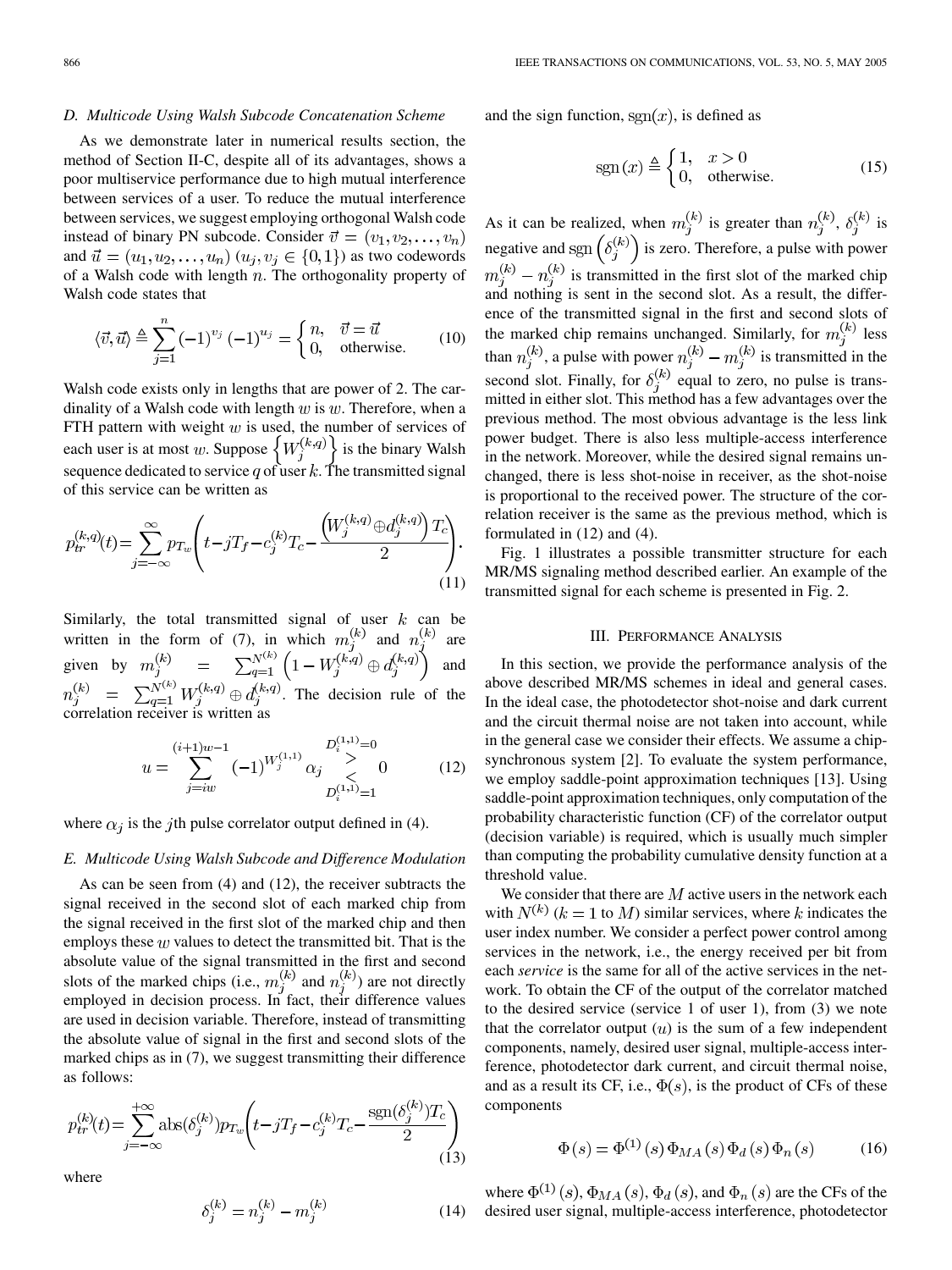### D. Multicode Using Walsh Subcode Concatenation Scheme

As we demonstrate later in numerical results section, the method of Section II-C, despite all of its advantages, shows a poor multiservice performance due to high mutual interference between services of a user. To reduce the mutual interference between services, we suggest employing orthogonal Walsh code instead of binary PN subcode. Consider $\vec{v} = (v_1, v_2, \ldots, v_n)$ and $\vec{u} = (u_1, u_2, \ldots, u_n)$ $(u_j, v_j \in \{0, 1\})$ as two codewords of a Walsh code with length $n$. The orthogonality property of Walsh code states that

$$\langle \vec{v}, \vec{u} \rangle \triangleq \sum_{j=1}^{n} (-1)^{v_j} (-1)^{u_j} = \begin{cases} n, & \vec{v} = \vec{u} \\ 0, & \text{otherwise.} \end{cases} \tag{10}$$

Walsh code exists only in lengths that are power of 2. The cardinality of a Walsh code with length $w$ is $w$. Therefore, when a FTH pattern with weight $w$ is used, the number of services of each user is at most $w$. Suppose $\left\{W_j^{(k,q)}\right\}$ is the binary Walsh sequence dedicated to service $q$ of user $k$. The transmitted signal of this service can be written as

$$p_{tr}^{(k,q)}(t) = \sum_{j=-\infty}^{\infty} p_{T_w}\left(t - jT_f - c_j^{(k)} T_c - \frac{\left(W_j^{(k,q)} \oplus d_j^{(k,q)}\right) T_c}{2}\right). \tag{11}$$

Similarly, the total transmitted signal of user $k$ can be written in the form of (7), in which $m_j^{(k)}$ and $n_j^{(k)}$ are given by $m_j^{(k)} = \sum_{q=1}^{N^{(k)}} \left(1 - W_j^{(k,q)} \oplus d_j^{(k,q)}\right)$ and $n_j^{(k)} = \sum_{q=1}^{N^{(k)}} W_j^{(k,q)} \oplus d_j^{(k,q)}$. The decision rule of the correlation receiver is written as

$$u = \sum_{j=iw}^{(i+1)w-1} (-1)^{W_j^{(1,1)}} \alpha_j \underset{D_i^{(1,1)}=1}{\overset{D_i^{(1,1)}=0}{\gtrless}} 0 \tag{12}$$

where $\alpha_j$ is the $j$th pulse correlator output defined in (4).

### E. Multicode Using Walsh Subcode and Difference Modulation

As can be seen from (4) and (12), the receiver subtracts the signal received in the second slot of each marked chip from the signal received in the first slot of the marked chip and then employs these $w$ values to detect the transmitted bit. That is the absolute value of the signal transmitted in the first and second slots of the marked chips (i.e., $m_j^{(k)}$ and $n_j^{(k)}$) are not directly employed in decision process. In fact, their difference values are used in decision variable. Therefore, instead of transmitting the absolute value of signal in the first and second slots of the marked chips as in (7), we suggest transmitting their difference as follows:

$$p_{tr}^{(k)}(t) = \sum_{j=-\infty}^{+\infty} \text{abs}(\delta_j^{(k)}) p_{T_w}\left(t - jT_f - c_j^{(k)} T_c - \frac{\text{sgn}(\delta_j^{(k)}) T_c}{2}\right) \tag{13}$$

where

$$\delta_j^{(k)} = n_j^{(k)} - m_j^{(k)} \tag{14}$$

and the sign function, $\text{sgn}(x)$, is defined as

$$\text{sgn}(x) \triangleq \begin{cases} 1, & x > 0 \\ 0, & \text{otherwise.} \end{cases} \tag{15}$$

As it can be realized, when $m_j^{(k)}$ is greater than $n_j^{(k)}$, $\delta_j^{(k)}$ is negative and $\text{sgn}\left(\delta_j^{(k)}\right)$ is zero. Therefore, a pulse with power $m_j^{(k)} - n_j^{(k)}$ is transmitted in the first slot of the marked chip and nothing is sent in the second slot. As a result, the difference of the transmitted signal in the first and second slots of the marked chip remains unchanged. Similarly, for $m_j^{(k)}$ less than $n_j^{(k)}$, a pulse with power $n_j^{(k)} - m_j^{(k)}$ is transmitted in the second slot. Finally, for $\delta_j^{(k)}$ equal to zero, no pulse is transmitted in either slot. This method has a few advantages over the previous method. The most obvious advantage is the less link power budget. There is also less multiple-access interference in the network. Moreover, while the desired signal remains unchanged, there is less shot-noise in receiver, as the shot-noise is proportional to the received power. The structure of the correlation receiver is the same as the previous method, which is formulated in (12) and (4).

Fig. 1 illustrates a possible transmitter structure for each MR/MS signaling method described earlier. An example of the transmitted signal for each scheme is presented in Fig. 2.

## III. Performance Analysis

In this section, we provide the performance analysis of the above described MR/MS schemes in ideal and general cases. In the ideal case, the photodetector shot-noise and dark current and the circuit thermal noise are not taken into account, while in the general case we consider their effects. We assume a chip-synchronous system [2]. To evaluate the system performance, we employ saddle-point approximation techniques [13]. Using saddle-point approximation techniques, only computation of the probability characteristic function (CF) of the correlator output (decision variable) is required, which is usually much simpler than computing the probability cumulative density function at a threshold value.

We consider that there are $M$ active users in the network each with $N^{(k)}$ ($k = 1$ to $M$) similar services, where $k$ indicates the user index number. We consider a perfect power control among services in the network, i.e., the energy received per bit from each *service* is the same for all of the active services in the network. To obtain the CF of the output of the correlator matched to the desired service (service 1 of user 1), from (3) we note that the correlator output ($u$) is the sum of a few independent components, namely, desired user signal, multiple-access interference, photodetector dark current, and circuit thermal noise, and as a result its CF, i.e., $\Phi(s)$, is the product of CFs of these components

$$\Phi(s) = \Phi^{(1)}(s) \Phi_{MA}(s) \Phi_d(s) \Phi_n(s) \tag{16}$$

where $\Phi^{(1)}(s)$, $\Phi_{MA}(s)$, $\Phi_d(s)$, and $\Phi_n(s)$ are the CFs of the desired user signal, multiple-access interference, photodetector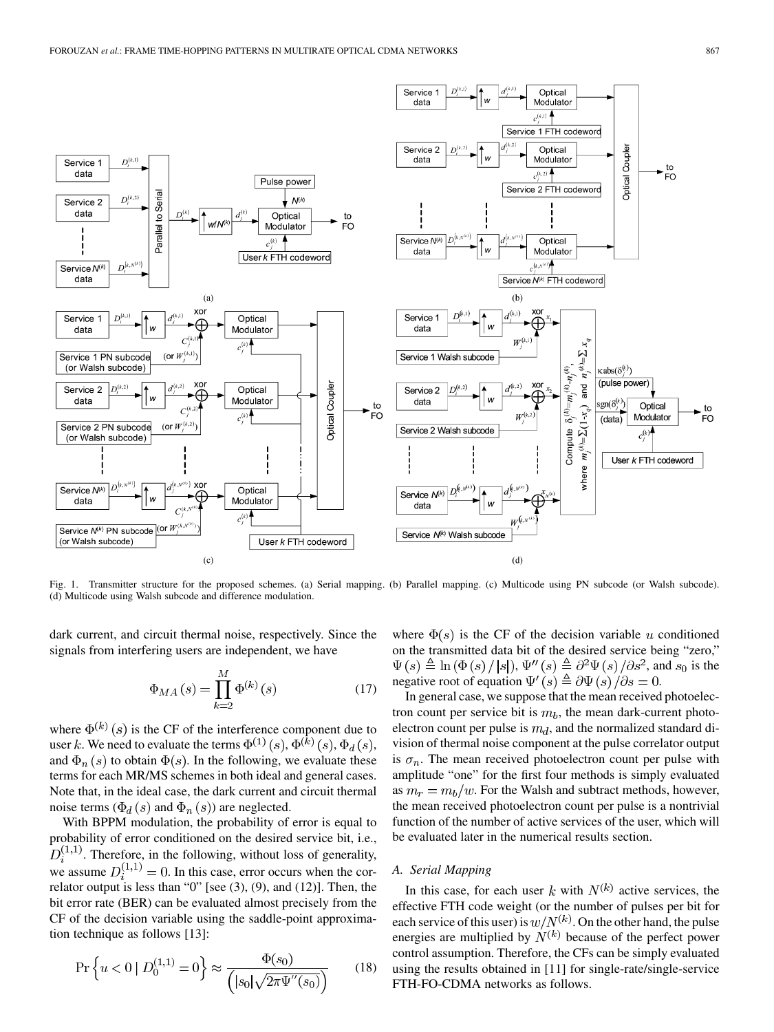Fig. 1. Transmitter structure for the proposed schemes. (a) Serial mapping. (b) Parallel mapping. (c) Multicode using PN subcode (or Walsh subcode). (d) Multicode using Walsh subcode and difference modulation.

dark current, and circuit thermal noise, respectively. Since the signals from interfering users are independent, we have

$$\Phi_{MA}(s) = \prod_{k=2}^{M} \Phi^{(k)}(s) \tag{17}$$

where $\Phi^{(k)}(s)$ is the CF of the interference component due to user $k$. We need to evaluate the terms $\Phi^{(1)}(s)$, $\Phi^{(k)}(s)$, $\Phi_d(s)$, and $\Phi_n(s)$ to obtain $\Phi(s)$. In the following, we evaluate these terms for each MR/MS schemes in both ideal and general cases. Note that, in the ideal case, the dark current and circuit thermal noise terms ($\Phi_d(s)$ and $\Phi_n(s)$) are neglected.

With BPPM modulation, the probability of error is equal to probability of error conditioned on the desired service bit, i.e., $D_i^{(1,1)}$. Therefore, in the following, without loss of generality, we assume $D_i^{(1,1)} = 0$. In this case, error occurs when the correlator output is less than "0" [see (3), (9), and (12)]. Then, the bit error rate (BER) can be evaluated almost precisely from the CF of the decision variable using the saddle-point approximation technique as follows [13]:

$$\Pr\left\{u < 0 \mid D_0^{(1,1)} = 0\right\} \approx \frac{\Phi(s_0)}{\left(|s_0|\sqrt{2\pi\Psi''(s_0)}\right)} \tag{18}$$

where $\Phi(s)$ is the CF of the decision variable $u$ conditioned on the transmitted data bit of the desired service being "zero," $\Psi(s) \triangleq \ln(\Phi(s)/|s|)$, $\Psi''(s) \triangleq \partial^2\Psi(s)/\partial s^2$, and $s_0$ is the negative root of equation $\Psi'(s) \triangleq \partial\Psi(s)/\partial s = 0$.

In general case, we suppose that the mean received photoelectron count per service bit is $m_b$, the mean dark-current photoelectron count per pulse is $m_d$, and the normalized standard division of thermal noise component at the pulse correlator output is $\sigma_n$. The mean received photoelectron count per pulse with amplitude "one" for the first four methods is simply evaluated as $m_r = m_b/w$. For the Walsh and subtract methods, however, the mean received photoelectron count per pulse is a nontrivial function of the number of active services of the user, which will be evaluated later in the numerical results section.

### A. Serial Mapping

In this case, for each user $k$ with $N^{(k)}$ active services, the effective FTH code weight (or the number of pulses per bit for each service of this user) is $w/N^{(k)}$. On the other hand, the pulse energies are multiplied by $N^{(k)}$ because of the perfect power control assumption. Therefore, the CFs can be simply evaluated using the results obtained in [11] for single-rate/single-service FTH-FO-CDMA networks as follows.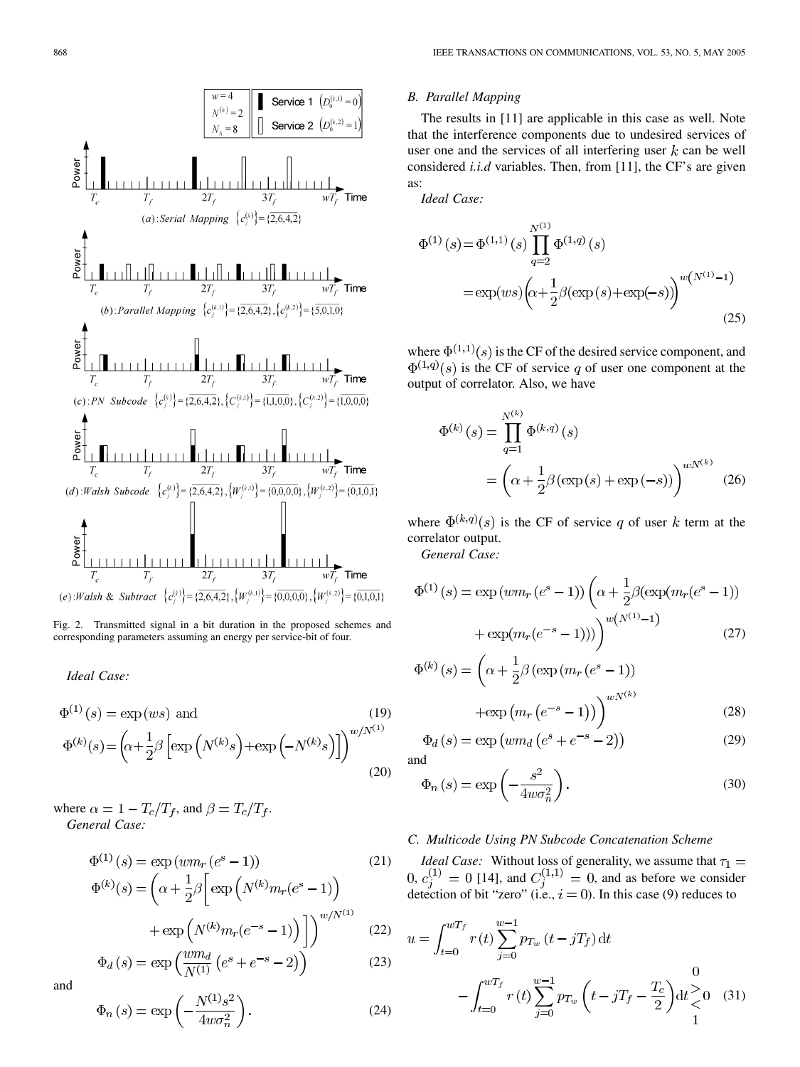Fig. 2. Transmitted signal in a bit duration in the proposed schemes and corresponding parameters assuming an energy per service-bit of four.

*Ideal Case:*

$$\Phi^{(1)}(s) = \exp(ws) \text{ and} \tag{19}$$

$$\Phi^{(k)}(s)=\left(\alpha+\frac{1}{2}\beta\left[\exp\left(N^{(k)}s\right)+\exp\left(-N^{(k)}s\right)\right]\right)^{w/N^{(1)}} \tag{20}$$

where $\alpha = 1 - T_c/T_f$, and $\beta = T_c/T_f$.

*General Case:*

$$\Phi^{(1)}(s) = \exp\left(wm_r\left(e^s - 1\right)\right) \tag{21}$$

$$\Phi^{(k)}(s)=\left(\alpha+\frac{1}{2}\beta\left[\exp\left(N^{(k)}m_r(e^s-1)\right)+\exp\left(N^{(k)}m_r(e^{-s}-1)\right)\right]\right)^{w/N^{(1)}} \tag{22}$$

$$\Phi_d(s) = \exp\left(\frac{wm_d}{N^{(1)}}\left(e^s + e^{-s} - 2\right)\right) \tag{23}$$

and

$$\Phi_n(s) = \exp\left(-\frac{N^{(1)}s^2}{4w\sigma_n^2}\right). \tag{24}$$

### B. Parallel Mapping

The results in [11] are applicable in this case as well. Note that the interference components due to undesired services of user one and the services of all interfering user $k$ can be well considered *i.i.d* variables. Then, from [11], the CF's are given as:

*Ideal Case:*

$$\Phi^{(1)}(s)=\Phi^{(1,1)}(s)\prod_{q=2}^{N^{(1)}}\Phi^{(1,q)}(s) = \exp(ws)\left(\alpha+\frac{1}{2}\beta(\exp(s)+\exp(-s))\right)^{w\left(N^{(1)}-1\right)} \tag{25}$$

where $\Phi^{(1,1)}(s)$ is the CF of the desired service component, and $\Phi^{(1,q)}(s)$ is the CF of service $q$ of user one component at the output of correlator. Also, we have

$$\Phi^{(k)}(s) = \prod_{q=1}^{N^{(k)}}\Phi^{(k,q)}(s) = \left(\alpha + \frac{1}{2}\beta(\exp(s) + \exp(-s))\right)^{wN^{(k)}} \tag{26}$$

where $\Phi^{(k,q)}(s)$ is the CF of service $q$ of user $k$ term at the correlator output.

*General Case:*

$$\Phi^{(1)}(s) = \exp\left(wm_r\left(e^s - 1\right)\right)\left(\alpha + \frac{1}{2}\beta(\exp(m_r(e^s - 1)) + \exp(m_r(e^{-s} - 1)))\right)^{w\left(N^{(1)}-1\right)} \tag{27}$$

$$\Phi^{(k)}(s) = \left(\alpha + \frac{1}{2}\beta\left(\exp\left(m_r\left(e^s - 1\right)\right) + \exp\left(m_r\left(e^{-s} - 1\right)\right)\right)\right)^{wN^{(k)}} \tag{28}$$

$$\Phi_d(s) = \exp\left(wm_d\left(e^s + e^{-s} - 2\right)\right) \tag{29}$$

and

$$\Phi_n(s) = \exp\left(-\frac{s^2}{4w\sigma_n^2}\right). \tag{30}$$

### C. Multicode Using PN Subcode Concatenation Scheme

*Ideal Case:* Without loss of generality, we assume that $\tau_1 = 0$, $c_j^{(1)} = 0$ [14], and $C_j^{(1,1)} = 0$, and as before we consider detection of bit "zero" (i.e., $i = 0$). In this case (9) reduces to

$$u = \int_{t=0}^{wT_f} r(t)\sum_{j=0}^{w-1} p_{T_w}(t - jT_f)\,\mathrm{d}t - \int_{t=0}^{wT_f} r(t)\sum_{j=0}^{w-1} p_{T_w}\left(t - jT_f - \frac{T_c}{2}\right)\mathrm{d}t \underset{1}{\overset{0}{\gtrless}} 0 \tag{31}$$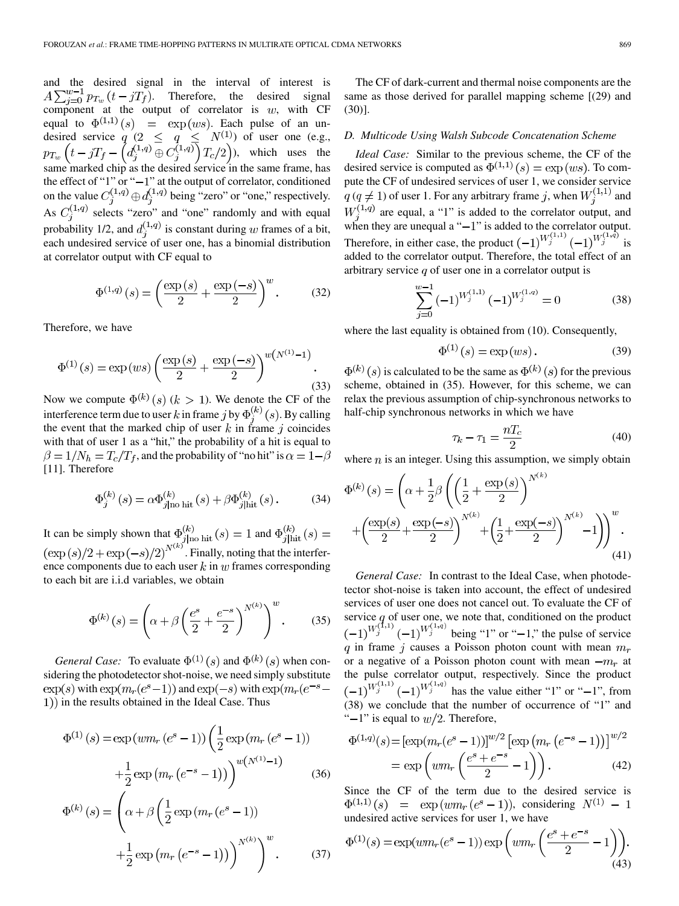and the desired signal in the interval of interest is $A\sum_{j=0}^{w-1} p_{T_w}(t - jT_f)$. Therefore, the desired signal component at the output of correlator is $w$, with CF equal to $\Phi^{(1,1)}(s) = \exp(ws)$. Each pulse of an undesired service $q$ ($2 \leq q \leq N^{(1)}$) of user one (e.g., $p_{T_w}\left(t - jT_f - \left(d_j^{(1,q)} \oplus C_j^{(1,q)}\right)T_c/2\right)$), which uses the same marked chip as the desired service in the same frame, has the effect of "1" or "$-1$" at the output of correlator, conditioned on the value $C_j^{(1,q)} \oplus d_j^{(1,q)}$ being "zero" or "one," respectively. As $C_j^{(1,q)}$ selects "zero" and "one" randomly and with equal probability 1/2, and $d_j^{(1,q)}$ is constant during $w$ frames of a bit, each undesired service of user one, has a binomial distribution at correlator output with CF equal to

$$\Phi^{(1,q)}(s) = \left(\frac{\exp(s)}{2} + \frac{\exp(-s)}{2}\right)^w. \tag{32}$$

Therefore, we have

$$\Phi^{(1)}(s) = \exp(ws)\left(\frac{\exp(s)}{2} + \frac{\exp(-s)}{2}\right)^{w(N^{(1)}-1)}. \tag{33}$$

Now we compute $\Phi^{(k)}(s)$ ($k > 1$). We denote the CF of the interference term due to user $k$ in frame $j$ by $\Phi_j^{(k)}(s)$. By calling the event that the marked chip of user $k$ in frame $j$ coincides with that of user 1 as a "hit," the probability of a hit is equal to $\beta = 1/N_h = T_c/T_f$, and the probability of "no hit" is $\alpha = 1-\beta$ [11]. Therefore

$$\Phi_j^{(k)}(s) = \alpha\Phi_{j|\text{no hit}}^{(k)}(s) + \beta\Phi_{j|\text{hit}}^{(k)}(s). \tag{34}$$

It can be simply shown that $\Phi_{j|\text{no hit}}^{(k)}(s) = 1$ and $\Phi_{j|\text{hit}}^{(k)}(s) = (\exp(s)/2 + \exp(-s)/2)^{N^{(k)}}$. Finally, noting that the interference components due to each user $k$ in $w$ frames corresponding to each bit are i.i.d variables, we obtain

$$\Phi^{(k)}(s) = \left(\alpha + \beta\left(\frac{e^s}{2} + \frac{e^{-s}}{2}\right)^{N^{(k)}}\right)^w. \tag{35}$$

*General Case:* To evaluate $\Phi^{(1)}(s)$ and $\Phi^{(k)}(s)$ when considering the photodetector shot-noise, we need simply substitute $\exp(s)$ with $\exp(m_r(e^s-1))$ and $\exp(-s)$ with $\exp(m_r(e^{-s}-1))$ in the results obtained in the Ideal Case. Thus

$$\Phi^{(1)}(s) = \exp(wm_r(e^s-1))\left(\frac{1}{2}\exp(m_r(e^s-1)) + \frac{1}{2}\exp(m_r(e^{-s}-1))\right)^{w(N^{(1)}-1)} \tag{36}$$

$$\Phi^{(k)}(s) = \left(\alpha + \beta\left(\frac{1}{2}\exp(m_r(e^s-1)) + \frac{1}{2}\exp(m_r(e^{-s}-1))\right)^{N^{(k)}}\right)^w. \tag{37}$$

The CF of dark-current and thermal noise components are the same as those derived for parallel mapping scheme [(29) and (30)].

### D. Multicode Using Walsh Subcode Concatenation Scheme

*Ideal Case:* Similar to the previous scheme, the CF of the desired service is computed as $\Phi^{(1,1)}(s) = \exp(ws)$. To compute the CF of undesired services of user 1, we consider service $q$ ($q \neq 1$) of user 1. For any arbitrary frame $j$, when $W_j^{(1,1)}$ and $W_j^{(1,q)}$ are equal, a "1" is added to the correlator output, and when they are unequal a "$-1$" is added to the correlator output. Therefore, in either case, the product $(-1)^{W_j^{(1,1)}}(-1)^{W_j^{(1,q)}}$ is added to the correlator output. Therefore, the total effect of an arbitrary service $q$ of user one in a correlator output is

$$\sum_{j=0}^{w-1}(-1)^{W_j^{(1,1)}}(-1)^{W_j^{(1,q)}} = 0 \tag{38}$$

where the last equality is obtained from (10). Consequently,

$$\Phi^{(1)}(s) = \exp(ws). \tag{39}$$

$\Phi^{(k)}(s)$ is calculated to be the same as $\Phi^{(k)}(s)$ for the previous scheme, obtained in (35). However, for this scheme, we can relax the previous assumption of chip-synchronous networks to half-chip synchronous networks in which we have

$$\tau_k - \tau_1 = \frac{nT_c}{2} \tag{40}$$

where $n$ is an integer. Using this assumption, we simply obtain

$$\Phi^{(k)}(s) = \left(\alpha + \frac{1}{2}\beta\left(\left(\frac{1}{2} + \frac{\exp(s)}{2}\right)^{N^{(k)}} + \left(\frac{\exp(s)}{2} + \frac{\exp(-s)}{2}\right)^{N^{(k)}} + \left(\frac{1}{2} + \frac{\exp(-s)}{2}\right)^{N^{(k)}} - 1\right)\right)^w. \tag{41}$$

*General Case:* In contrast to the Ideal Case, when photodetector shot-noise is taken into account, the effect of undesired services of user one does not cancel out. To evaluate the CF of service $q$ of user one, we note that, conditioned on the product $(-1)^{W_j^{(1,1)}}(-1)^{W_j^{(1,q)}}$ being "1" or "$-1$," the pulse of service $q$ in frame $j$ causes a Poisson photon count with mean $m_r$ or a negative of a Poisson photon count with mean $-m_r$ at the pulse correlator output, respectively. Since the product $(-1)^{W_j^{(1,1)}}(-1)^{W_j^{(1,q)}}$ has the value either "1" or "$-1$", from (38) we conclude that the number of occurrence of "1" and "$-1$" is equal to $w/2$. Therefore,

$$\Phi^{(1,q)}(s) = [\exp(m_r(e^s-1))]^{w/2}[\exp(m_r(e^{-s}-1))]^{w/2} = \exp\left(wm_r\left(\frac{e^s+e^{-s}}{2} - 1\right)\right). \tag{42}$$

Since the CF of the term due to the desired service is $\Phi^{(1,1)}(s) = \exp(wm_r(e^s-1))$, considering $N^{(1)} - 1$ undesired active services for user 1, we have

$$\Phi^{(1)}(s) = \exp(wm_r(e^s-1))\exp\left(wm_r\left(\frac{e^s+e^{-s}}{2} - 1\right)\right). \tag{43}$$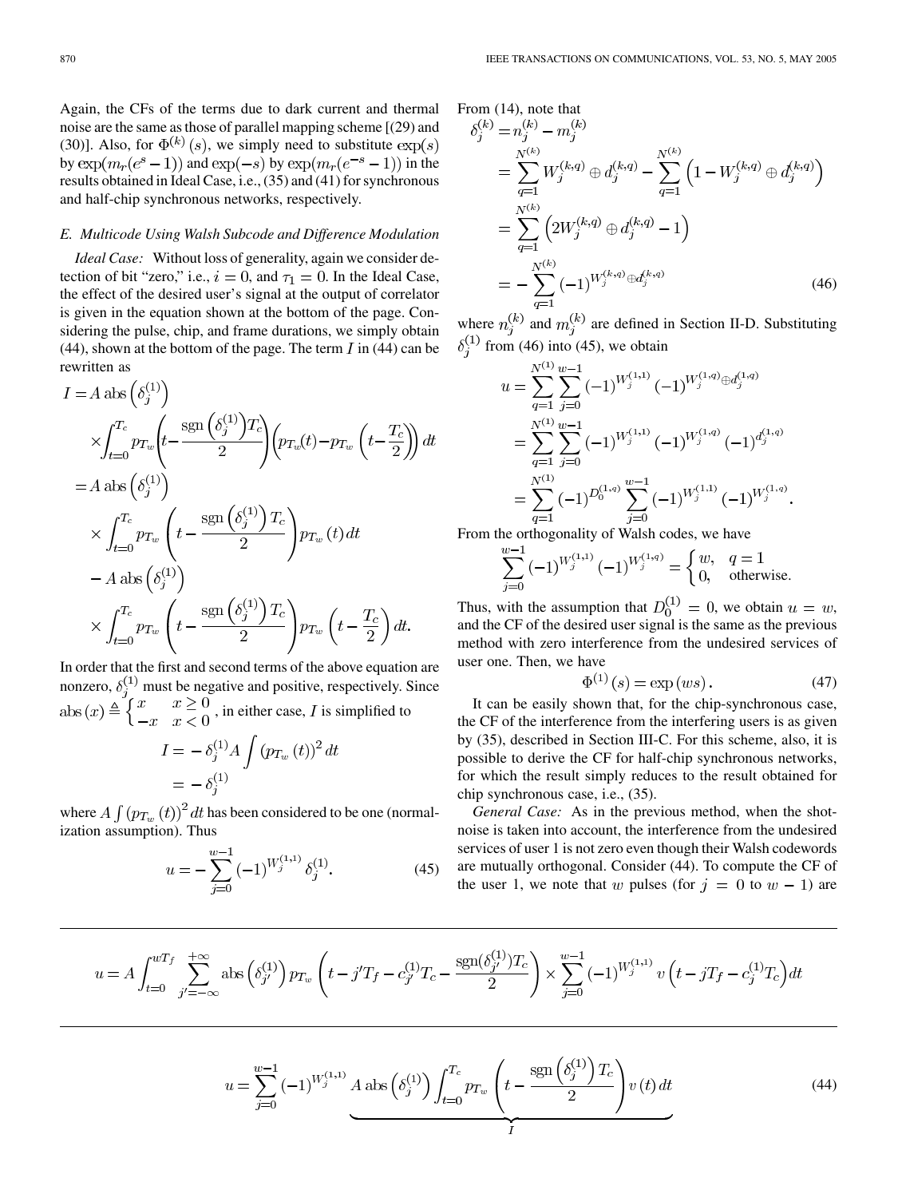Again, the CFs of the terms due to dark current and thermal noise are the same as those of parallel mapping scheme [(29) and (30)]. Also, for $\Phi^{(k)}(s)$, we simply need to substitute $\exp(s)$ by $\exp(m_r(e^s-1))$ and $\exp(-s)$ by $\exp(m_r(e^{-s}-1))$ in the results obtained in Ideal Case, i.e., (35) and (41) for synchronous and half-chip synchronous networks, respectively.

### *E. Multicode Using Walsh Subcode and Difference Modulation*

*Ideal Case:* Without loss of generality, again we consider detection of bit "zero," i.e., $i=0$, and $\tau_1=0$. In the Ideal Case, the effect of the desired user's signal at the output of correlator is given in the equation shown at the bottom of the page. Considering the pulse, chip, and frame durations, we simply obtain (44), shown at the bottom of the page. The term $I$ in (44) can be rewritten as

$$
\begin{aligned}
I &= A\,\mathrm{abs}\left(\delta_j^{(1)}\right)\\
&\quad\times\int_{t=0}^{T_c} p_{T_w}\left(t-\frac{\mathrm{sgn}\left(\delta_j^{(1)}\right)T_c}{2}\right)\left(p_{T_w}(t)-p_{T_w}\left(t-\frac{T_c}{2}\right)\right)dt\\
&= A\,\mathrm{abs}\left(\delta_j^{(1)}\right)\\
&\quad\times\int_{t=0}^{T_c} p_{T_w}\left(t-\frac{\mathrm{sgn}\left(\delta_j^{(1)}\right)T_c}{2}\right)p_{T_w}(t)\,dt\\
&\quad - A\,\mathrm{abs}\left(\delta_j^{(1)}\right)\\
&\quad\times\int_{t=0}^{T_c} p_{T_w}\left(t-\frac{\mathrm{sgn}\left(\delta_j^{(1)}\right)T_c}{2}\right)p_{T_w}\left(t-\frac{T_c}{2}\right)dt.
\end{aligned}
$$

In order that the first and second terms of the above equation are nonzero, $\delta_j^{(1)}$ must be negative and positive, respectively. Since $\mathrm{abs}(x)\triangleq\begin{cases}x & x\geq 0\\ -x & x<0\end{cases}$, in either case, $I$ is simplified to

$$
\begin{aligned}
I &= -\delta_j^{(1)}A\int\left(p_{T_w}(t)\right)^2dt\\
&= -\delta_j^{(1)}
\end{aligned}
$$

where $A\int\left(p_{T_w}(t)\right)^2dt$ has been considered to be one (normalization assumption). Thus

$$
u=-\sum_{j=0}^{w-1}(-1)^{W_j^{(1,1)}}\delta_j^{(1)}. \tag{45}
$$

From (14), note that

$$
\begin{aligned}
\delta_j^{(k)} &= n_j^{(k)}-m_j^{(k)}\\
&= \sum_{q=1}^{N^{(k)}}W_j^{(k,q)}\oplus d_j^{(k,q)}-\sum_{q=1}^{N^{(k)}}\left(1-W_j^{(k,q)}\oplus d_j^{(k,q)}\right)\\
&= \sum_{q=1}^{N^{(k)}}\left(2W_j^{(k,q)}\oplus d_j^{(k,q)}-1\right)\\
&= -\sum_{q=1}^{N^{(k)}}(-1)^{W_j^{(k,q)}\oplus d_j^{(k,q)}}
\end{aligned} \tag{46}
$$

where $n_j^{(k)}$ and $m_j^{(k)}$ are defined in Section II-D. Substituting $\delta_j^{(1)}$ from (46) into (45), we obtain

$$
\begin{aligned}
u &= \sum_{q=1}^{N^{(1)}}\sum_{j=0}^{w-1}(-1)^{W_j^{(1,1)}}(-1)^{W_j^{(1,q)}\oplus d_j^{(1,q)}}\\
&= \sum_{q=1}^{N^{(1)}}\sum_{j=0}^{w-1}(-1)^{W_j^{(1,1)}}(-1)^{W_j^{(1,q)}}(-1)^{d_j^{(1,q)}}\\
&= \sum_{q=1}^{N^{(1)}}(-1)^{D_0^{(1,q)}}\sum_{j=0}^{w-1}(-1)^{W_j^{(1,1)}}(-1)^{W_j^{(1,q)}}.
\end{aligned}
$$

From the orthogonality of Walsh codes, we have

$$
\sum_{j=0}^{w-1}(-1)^{W_j^{(1,1)}}(-1)^{W_j^{(1,q)}}=\begin{cases}w, & q=1\\ 0, & \text{otherwise.}\end{cases}
$$

Thus, with the assumption that $D_0^{(1)}=0$, we obtain $u=w$, and the CF of the desired user signal is the same as the previous method with zero interference from the undesired services of user one. Then, we have

$$
\Phi^{(1)}(s)=\exp(ws). \tag{47}
$$

It can be easily shown that, for the chip-synchronous case, the CF of the interference from the interfering users is as given by (35), described in Section III-C. For this scheme, also, it is possible to derive the CF for half-chip synchronous networks, for which the result simply reduces to the result obtained for chip synchronous case, i.e., (35).

*General Case:* As in the previous method, when the shot-noise is taken into account, the interference from the undesired services of user 1 is not zero even though their Walsh codewords are mutually orthogonal. Consider (44). To compute the CF of the user 1, we note that $w$ pulses (for $j=0$ to $w-1$) are

$$
u=A\int_{t=0}^{wT_f}\sum_{j'=-\infty}^{+\infty}\mathrm{abs}\left(\delta_{j'}^{(1)}\right)p_{T_w}\left(t-j'T_f-c_{j'}^{(1)}T_c-\frac{\mathrm{sgn}(\delta_{j'}^{(1)})T_c}{2}\right)\times\sum_{j=0}^{w-1}(-1)^{W_j^{(1,1)}}v\left(t-jT_f-c_j^{(1)}T_c\right)dt
$$

$$
u=\sum_{j=0}^{w-1}(-1)^{W_j^{(1,1)}}\underbrace{A\,\mathrm{abs}\left(\delta_j^{(1)}\right)\int_{t=0}^{T_c}p_{T_w}\left(t-\frac{\mathrm{sgn}\left(\delta_j^{(1)}\right)T_c}{2}\right)v(t)\,dt}_{I} \tag{44}
$$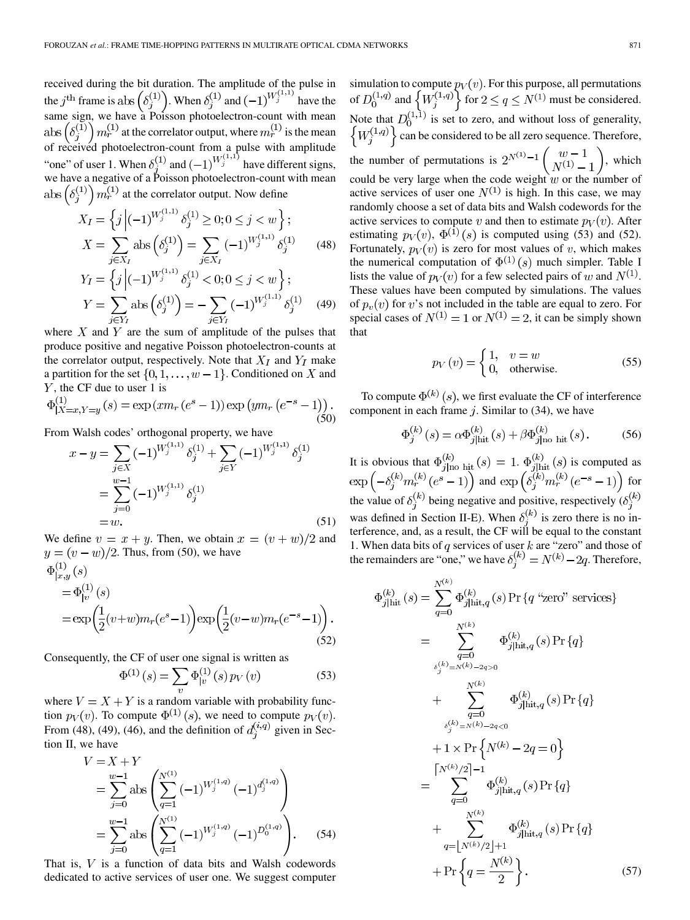received during the bit duration. The amplitude of the pulse in the $j^{\text{th}}$ frame is $\text{abs}\left(\delta_j^{(1)}\right)$. When $\delta_j^{(1)}$ and $(-1)^{W_j^{(1,1)}}$ have the same sign, we have a Poisson photoelectron-count with mean $\text{abs}\left(\delta_j^{(1)}\right) m_r^{(1)}$ at the correlator output, where $m_r^{(1)}$ is the mean of received photoelectron-count from a pulse with amplitude "one" of user 1. When $\delta_j^{(1)}$ and $(-1)^{W_j^{(1,1)}}$ have different signs, we have a negative of a Poisson photoelectron-count with mean $\text{abs}\left(\delta_j^{(1)}\right) m_r^{(1)}$ at the correlator output. Now define

$$
\begin{aligned}
X_I &= \left\{ j \left| (-1)^{W_j^{(1,1)}} \delta_j^{(1)} \geq 0; 0 \leq j < w \right. \right\}; \\
X &= \sum_{j \in X_I} \text{abs}\left(\delta_j^{(1)}\right) = \sum_{j \in X_I} (-1)^{W_j^{(1,1)}} \delta_j^{(1)}
\end{aligned} \tag{48}
$$

$$
\begin{aligned}
Y_I &= \left\{ j \left| (-1)^{W_j^{(1,1)}} \delta_j^{(1)} < 0; 0 \leq j < w \right. \right\}; \\
Y &= \sum_{j \in Y_I} \text{abs}\left(\delta_j^{(1)}\right) = - \sum_{j \in Y_I} (-1)^{W_j^{(1,1)}} \delta_j^{(1)}
\end{aligned} \tag{49}
$$

where $X$ and $Y$ are the sum of amplitude of the pulses that produce positive and negative Poisson photoelectron-counts at the correlator output, respectively. Note that $X_I$ and $Y_I$ make a partition for the set $\{0, 1, \ldots, w-1\}$. Conditioned on $X$ and $Y$, the CF due to user 1 is

$$
\Phi_{|X=x,Y=y}^{(1)}(s) = \exp\left(x m_r \left(e^s - 1\right)\right) \exp\left(y m_r \left(e^{-s} - 1\right)\right). \tag{50}
$$

From Walsh codes' orthogonal property, we have

$$
\begin{aligned}
x - y &= \sum_{j \in X} (-1)^{W_j^{(1,1)}} \delta_j^{(1)} + \sum_{j \in Y} (-1)^{W_j^{(1,1)}} \delta_j^{(1)} \\
&= \sum_{j=0}^{w-1} (-1)^{W_j^{(1,1)}} \delta_j^{(1)} \\
&= w.
\end{aligned} \tag{51}
$$

We define $v = x + y$. Then, we obtain $x = (v + w)/2$ and $y = (v - w)/2$. Thus, from (50), we have

$$
\begin{aligned}
&\Phi_{|x,y}^{(1)}(s) \\
&= \Phi_{|v}^{(1)}(s) \\
&= \exp\left(\frac{1}{2}(v+w) m_r \left(e^s - 1\right)\right) \exp\left(\frac{1}{2}(v-w) m_r \left(e^{-s} - 1\right)\right).
\end{aligned} \tag{52}
$$

Consequently, the CF of user one signal is written as

$$
\Phi^{(1)}(s) = \sum_v \Phi_{|v}^{(1)}(s) p_V(v) \tag{53}
$$

where $V = X + Y$ is a random variable with probability function $p_V(v)$. To compute $\Phi^{(1)}(s)$, we need to compute $p_V(v)$. From (48), (49), (46), and the definition of $d_j^{(i,q)}$ given in Section II, we have

$$
\begin{aligned}
V &= X + Y \\
&= \sum_{j=0}^{w-1} \text{abs}\left( \sum_{q=1}^{N^{(1)}} (-1)^{W_j^{(1,q)}} (-1)^{d_j^{(1,q)}} \right) \\
&= \sum_{j=0}^{w-1} \text{abs}\left( \sum_{q=1}^{N^{(1)}} (-1)^{W_j^{(1,q)}} (-1)^{D_0^{(1,q)}} \right).
\end{aligned} \tag{54}
$$

That is, $V$ is a function of data bits and Walsh codewords dedicated to active services of user one. We suggest computer simulation to compute $p_V(v)$. For this purpose, all permutations of $D_0^{(1,q)}$ and $\left\{W_j^{(1,q)}\right\}$ for $2 \leq q \leq N^{(1)}$ must be considered. Note that $D_0^{(1,1)}$ is set to zero, and without loss of generality, $\left\{W_j^{(1,q)}\right\}$ can be considered to be all zero sequence. Therefore, the number of permutations is $2^{N^{(1)}-1} \binom{w-1}{N^{(1)}-1}$, which could be very large when the code weight $w$ or the number of active services of user one $N^{(1)}$ is high. In this case, we may randomly choose a set of data bits and Walsh codewords for the active services to compute $v$ and then to estimate $p_V(v)$. After estimating $p_V(v)$, $\Phi^{(1)}(s)$ is computed using (53) and (52). Fortunately, $p_V(v)$ is zero for most values of $v$, which makes the numerical computation of $\Phi^{(1)}(s)$ much simpler. Table I lists the value of $p_V(v)$ for a few selected pairs of $w$ and $N^{(1)}$. These values have been computed by simulations. The values of $p_v(v)$ for $v$'s not included in the table are equal to zero. For special cases of $N^{(1)} = 1$ or $N^{(1)} = 2$, it can be simply shown that

$$
p_V(v) = \begin{cases} 1, & v = w \\ 0, & \text{otherwise.} \end{cases} \tag{55}
$$

To compute $\Phi^{(k)}(s)$, we first evaluate the CF of interference component in each frame $j$. Similar to (34), we have

$$
\Phi_j^{(k)}(s) = \alpha \Phi_{j|\text{hit}}^{(k)}(s) + \beta \Phi_{j|\text{no hit}}^{(k)}(s). \tag{56}
$$

It is obvious that $\Phi_{j|\text{no hit}}^{(k)}(s) = 1$. $\Phi_{j|\text{hit}}^{(k)}(s)$ is computed as $\exp\left(-\delta_j^{(k)} m_r^{(k)} \left(e^s - 1\right)\right)$ and $\exp\left(\delta_j^{(k)} m_r^{(k)} \left(e^{-s} - 1\right)\right)$ for the value of $\delta_j^{(k)}$ being negative and positive, respectively ($\delta_j^{(k)}$ was defined in Section II-E). When $\delta_j^{(k)}$ is zero there is no interference, and, as a result, the CF will be equal to the constant 1. When data bits of $q$ services of user $k$ are "zero" and those of the remainders are "one," we have $\delta_j^{(k)} = N^{(k)} - 2q$. Therefore,

$$
\begin{aligned}
\Phi_{j|\text{hit}}^{(k)}(s) &= \sum_{q=0}^{N^{(k)}} \Phi_{j|\text{hit},q}^{(k)}(s) \Pr\{q \text{ "zero" services}\} \\
&= \sum_{\substack{q=0 \\ \delta_j^{(k)} = N^{(k)} - 2q > 0}}^{N^{(k)}} \Phi_{j|\text{hit},q}^{(k)}(s) \Pr\{q\} \\
&\quad + \sum_{\substack{q=0 \\ \delta_j^{(k)} = N^{(k)} - 2q < 0}}^{N^{(k)}} \Phi_{j|\text{hit},q}^{(k)}(s) \Pr\{q\} \\
&\quad + 1 \times \Pr\left\{N^{(k)} - 2q = 0\right\} \\
&= \sum_{q=0}^{\lceil N^{(k)}/2 \rceil - 1} \Phi_{j|\text{hit},q}^{(k)}(s) \Pr\{q\} \\
&\quad + \sum_{q=\lfloor N^{(k)}/2 \rfloor + 1}^{N^{(k)}} \Phi_{j|\text{hit},q}^{(k)}(s) \Pr\{q\} \\
&\quad + \Pr\left\{q = \frac{N^{(k)}}{2}\right\}.
\end{aligned} \tag{57}
$$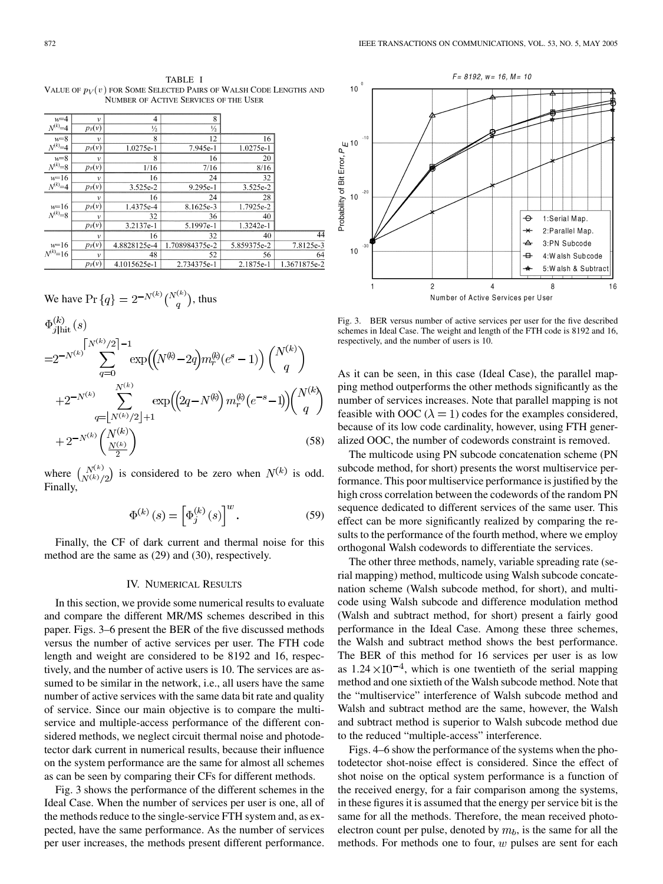TABLE I
VALUE OF $p_V(v)$ FOR SOME SELECTED PAIRS OF WALSH CODE LENGTHS AND NUMBER OF ACTIVE SERVICES OF THE USER

| | | | | | |
|---|---|---|---|---|---|
| $w$=4 $N^{(k)}$=4 | $v$ | 4 | 8 | | |
| | $p_V(v)$ | ½ | ½ | | |
| $w$=8 $N^{(k)}$=4 | $v$ | 8 | 12 | 16 | |
| | $p_V(v)$ | 1.0275e-1 | 7.945e-1 | 1.0275e-1 | |
| $w$=8 $N^{(k)}$=8 | $v$ | 8 | 16 | 20 | |
| | $p_V(v)$ | 1/16 | 7/16 | 8/16 | |
| $w$=16 $N^{(k)}$=4 | $v$ | 16 | 24 | 32 | |
| | $p_V(v)$ | 3.525e-2 | 9.295e-1 | 3.525e-2 | |
| $w$=16 $N^{(k)}$=8 | $v$ | 16 | 24 | 28 | |
| | $p_V(v)$ | 1.4375e-4 | 8.1625e-3 | 1.7925e-2 | |
| | $v$ | 32 | 36 | 40 | |
| | $p_V(v)$ | 3.2137e-1 | 5.1997e-1 | 1.3242e-1 | |
| $w$=16 $N^{(k)}$=16 | $v$ | 16 | 32 | 40 | 44 |
| | $p_V(v)$ | 4.8828125e-4 | 1.708984375e-2 | 5.859375e-2 | 7.8125e-3 |
| | $v$ | 48 | 52 | 56 | 64 |
| | $p_V(v)$ | 4.1015625e-1 | 2.734375e-1 | 2.1875e-1 | 1.3671875e-2 |

We have $\Pr\{q\} = 2^{-N^{(k)}}\binom{N^{(k)}}{q}$, thus

$$
\begin{aligned}
\Phi_{j|\text{hit}}^{(k)}(s) =& 2^{-N^{(k)}} \sum_{q=0}^{\lceil N^{(k)}/2 \rceil - 1} \exp\left(\left(N^{(k)} - 2q\right) m_r^{(k)} (e^s - 1)\right) \binom{N^{(k)}}{q} \\
&+ 2^{-N^{(k)}} \sum_{q=\lfloor N^{(k)}/2 \rfloor + 1}^{N^{(k)}} \exp\left(\left(2q - N^{(k)}\right) m_r^{(k)} (e^{-s} - 1)\right) \binom{N^{(k)}}{q} \\
&+ 2^{-N^{(k)}} \binom{N^{(k)}}{\frac{N^{(k)}}{2}} \qquad (58)
\end{aligned}
$$

where $\binom{N^{(k)}}{N^{(k)}/2}$ is considered to be zero when $N^{(k)}$ is odd. Finally,

$$
\Phi^{(k)}(s) = \left[\Phi_j^{(k)}(s)\right]^w. \qquad (59)
$$

Finally, the CF of dark current and thermal noise for this method are the same as (29) and (30), respectively.

## IV. Numerical Results

In this section, we provide some numerical results to evaluate and compare the different MR/MS schemes described in this paper. Figs. 3–6 present the BER of the five discussed methods versus the number of active services per user. The FTH code length and weight are considered to be 8192 and 16, respectively, and the number of active users is 10. The services are assumed to be similar in the network, i.e., all users have the same number of active services with the same data bit rate and quality of service. Since our main objective is to compare the multiservice and multiple-access performance of the different considered methods, we neglect circuit thermal noise and photodetector dark current in numerical results, because their influence on the system performance are the same for almost all schemes as can be seen by comparing their CFs for different methods.

Fig. 3 shows the performance of the different schemes in the Ideal Case. When the number of services per user is one, all of the methods reduce to the single-service FTH system and, as expected, have the same performance. As the number of services per user increases, the methods present different performance.

Fig. 3. BER versus number of active services per user for the five described schemes in Ideal Case. The weight and length of the FTH code is 8192 and 16, respectively, and the number of users is 10.

As it can be seen, in this case (Ideal Case), the parallel mapping method outperforms the other methods significantly as the number of services increases. Note that parallel mapping is not feasible with OOC ($\lambda = 1$) codes for the examples considered, because of its low code cardinality, however, using FTH generalized OOC, the number of codewords constraint is removed.

The multicode using PN subcode concatenation scheme (PN subcode method, for short) presents the worst multiservice performance. This poor multiservice performance is justified by the high cross correlation between the codewords of the random PN sequence dedicated to different services of the same user. This effect can be more significantly realized by comparing the results to the performance of the fourth method, where we employ orthogonal Walsh codewords to differentiate the services.

The other three methods, namely, variable spreading rate (serial mapping) method, multicode using Walsh subcode concatenation scheme (Walsh subcode method, for short), and multicode using Walsh subcode and difference modulation method (Walsh and subtract method, for short) present a fairly good performance in the Ideal Case. Among these three schemes, the Walsh and subtract method shows the best performance. The BER of this method for 16 services per user is as low as $1.24 \times 10^{-4}$, which is one twentieth of the serial mapping method and one sixtieth of the Walsh subcode method. Note that the "multiservice" interference of Walsh subcode method and Walsh and subtract method are the same, however, the Walsh and subtract method is superior to Walsh subcode method due to the reduced "multiple-access" interference.

Figs. 4–6 show the performance of the systems when the photodetector shot-noise effect is considered. Since the effect of shot noise on the optical system performance is a function of the received energy, for a fair comparison among the systems, in these figures it is assumed that the energy per service bit is the same for all the methods. Therefore, the mean received photoelectron count per pulse, denoted by $m_b$, is the same for all the methods. For methods one to four, $w$ pulses are sent for each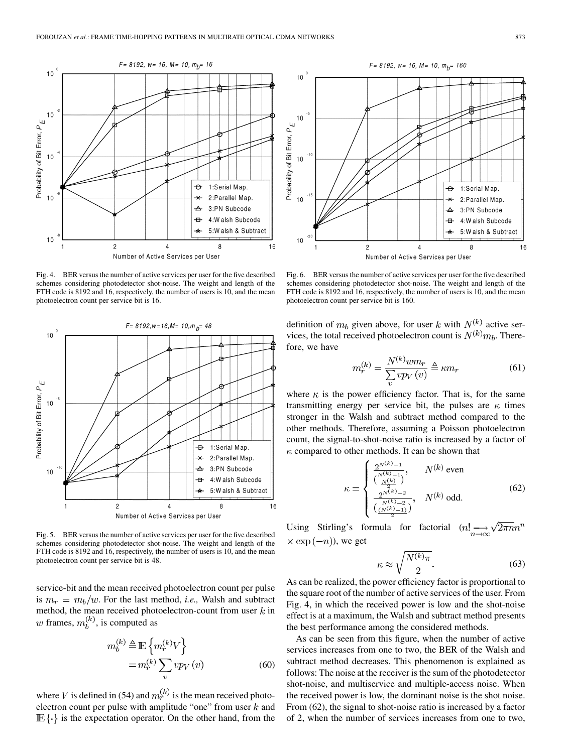Fig. 4. BER versus the number of active services per user for the five described schemes considering photodetector shot-noise. The weight and length of the FTH code is 8192 and 16, respectively, the number of users is 10, and the mean photoelectron count per service bit is 16.

Fig. 5. BER versus the number of active services per user for the five described schemes considering photodetector shot-noise. The weight and length of the FTH code is 8192 and 16, respectively, the number of users is 10, and the mean photoelectron count per service bit is 48.

service-bit and the mean received photoelectron count per pulse is $m_r = m_b/w$. For the last method, *i.e.,* Walsh and subtract method, the mean received photoelectron-count from user $k$ in $w$ frames, $m_b^{(k)}$, is computed as

$$
\begin{aligned}
m_b^{(k)} &\triangleq \mathbb{E}\left\{m_r^{(k)} V\right\} \\
&= m_r^{(k)} \sum_v v p_V(v)
\end{aligned} \tag{60}
$$

where $V$ is defined in (54) and $m_r^{(k)}$ is the mean received photoelectron count per pulse with amplitude "one" from user $k$ and $\mathbb{E}\{\cdot\}$ is the expectation operator. On the other hand, from the definition of $m_b$ given above, for user $k$ with $N^{(k)}$ active services, the total received photoelectron count is $N^{(k)} m_b$. Therefore, we have

Fig. 6. BER versus the number of active services per user for the five described schemes considering photodetector shot-noise. The weight and length of the FTH code is 8192 and 16, respectively, the number of users is 10, and the mean photoelectron count per service bit is 160.

$$
m_r^{(k)} = \frac{N^{(k)} w m_r}{\sum_v v p_V(v)} \triangleq \kappa m_r \tag{61}
$$

where $\kappa$ is the power efficiency factor. That is, for the same transmitting energy per service bit, the pulses are $\kappa$ times stronger in the Walsh and subtract method compared to the other methods. Therefore, assuming a Poisson photoelectron count, the signal-to-shot-noise ratio is increased by a factor of $\kappa$ compared to other methods. It can be shown that

$$
\kappa = \begin{cases} \dfrac{2^{N^{(k)}-1}}{\binom{N^{(k)}-1}{\frac{N^{(k)}}{2}}}, & N^{(k)} \text{ even} \\[2ex] \dfrac{2^{N^{(k)}-2}}{\binom{N^{(k)}-2}{\frac{(N^{(k)}-1)}{2}}}, & N^{(k)} \text{ odd.} \end{cases} \tag{62}
$$

Using Stirling's formula for factorial $(n! \underset{n\to\infty}{\longrightarrow} \sqrt{2\pi n} n^n \times \exp(-n))$, we get

$$
\kappa \approx \sqrt{\frac{N^{(k)}\pi}{2}}. \tag{63}
$$

As can be realized, the power efficiency factor is proportional to the square root of the number of active services of the user. From Fig. 4, in which the received power is low and the shot-noise effect is at a maximum, the Walsh and subtract method presents the best performance among the considered methods.

As can be seen from this figure, when the number of active services increases from one to two, the BER of the Walsh and subtract method decreases. This phenomenon is explained as follows: The noise at the receiver is the sum of the photodetector shot-noise, and multiservice and multiple-access noise. When the received power is low, the dominant noise is the shot noise. From (62), the signal to shot-noise ratio is increased by a factor of 2, when the number of services increases from one to two,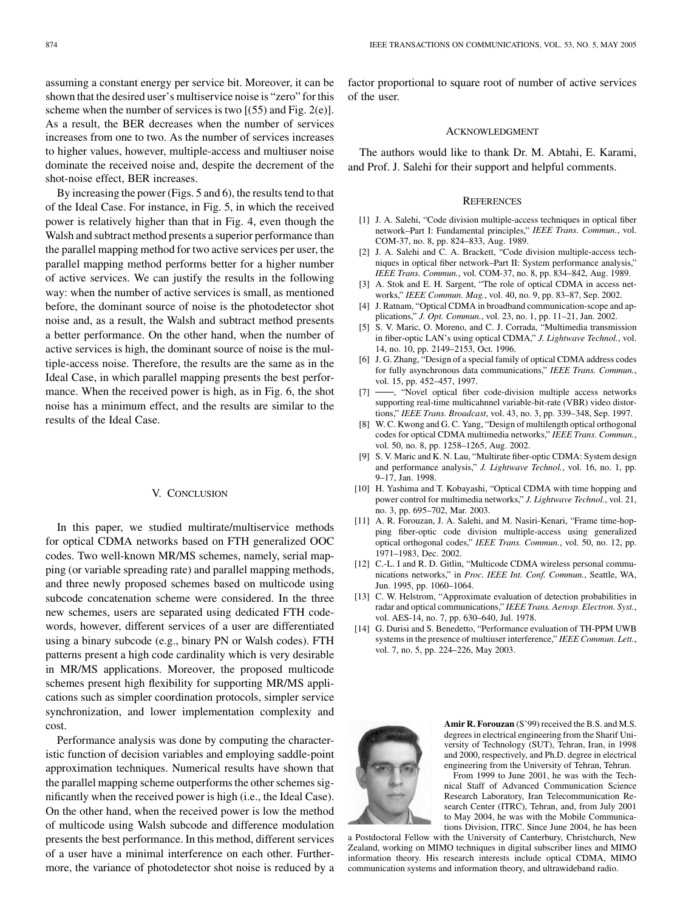assuming a constant energy per service bit. Moreover, it can be shown that the desired user's multiservice noise is "zero" for this scheme when the number of services is two [(55) and Fig. 2(e)]. As a result, the BER decreases when the number of services increases from one to two. As the number of services increases to higher values, however, multiple-access and multiuser noise dominate the received noise and, despite the decrement of the shot-noise effect, BER increases.

By increasing the power (Figs. 5 and 6), the results tend to that of the Ideal Case. For instance, in Fig. 5, in which the received power is relatively higher than that in Fig. 4, even though the Walsh and subtract method presents a superior performance than the parallel mapping method for two active services per user, the parallel mapping method performs better for a higher number of active services. We can justify the results in the following way: when the number of active services is small, as mentioned before, the dominant source of noise is the photodetector shot noise and, as a result, the Walsh and subtract method presents a better performance. On the other hand, when the number of active services is high, the dominant source of noise is the multiple-access noise. Therefore, the results are the same as in the Ideal Case, in which parallel mapping presents the best performance. When the received power is high, as in Fig. 6, the shot noise has a minimum effect, and the results are similar to the results of the Ideal Case.

## V. Conclusion

In this paper, we studied multirate/multiservice methods for optical CDMA networks based on FTH generalized OOC codes. Two well-known MR/MS schemes, namely, serial mapping (or variable spreading rate) and parallel mapping methods, and three newly proposed schemes based on multicode using subcode concatenation scheme were considered. In the three new schemes, users are separated using dedicated FTH codewords, however, different services of a user are differentiated using a binary subcode (e.g., binary PN or Walsh codes). FTH patterns present a high code cardinality which is very desirable in MR/MS applications. Moreover, the proposed multicode schemes present high flexibility for supporting MR/MS applications such as simpler coordination protocols, simpler service synchronization, and lower implementation complexity and cost.

Performance analysis was done by computing the characteristic function of decision variables and employing saddle-point approximation techniques. Numerical results have shown that the parallel mapping scheme outperforms the other schemes significantly when the received power is high (i.e., the Ideal Case). On the other hand, when the received power is low the method of multicode using Walsh subcode and difference modulation presents the best performance. In this method, different services of a user have a minimal interference on each other. Furthermore, the variance of photodetector shot noise is reduced by a factor proportional to square root of number of active services of the user.

## Acknowledgment

The authors would like to thank Dr. M. Abtahi, E. Karami, and Prof. J. Salehi for their support and helpful comments.

## References

[1] J. A. Salehi, "Code division multiple-access techniques in optical fiber network–Part I: Fundamental principles," *IEEE Trans. Commun.*, vol. COM-37, no. 8, pp. 824–833, Aug. 1989.

[2] J. A. Salehi and C. A. Brackett, "Code division multiple-access techniques in optical fiber network–Part II: System performance analysis," *IEEE Trans. Commun.*, vol. COM-37, no. 8, pp. 834–842, Aug. 1989.

[3] A. Stok and E. H. Sargent, "The role of optical CDMA in access networks," *IEEE Commun. Mag.*, vol. 40, no. 9, pp. 83–87, Sep. 2002.

[4] J. Ratnam, "Optical CDMA in broadband communication-scope and applications," *J. Opt. Commun.*, vol. 23, no. 1, pp. 11–21, Jan. 2002.

[5] S. V. Maric, O. Moreno, and C. J. Corrada, "Multimedia transmission in fiber-optic LAN's using optical CDMA," *J. Lightwave Technol.*, vol. 14, no. 10, pp. 2149–2153, Oct. 1996.

[6] J. G. Zhang, "Design of a special family of optical CDMA address codes for fully asynchronous data communications," *IEEE Trans. Commun.*, vol. 15, pp. 452–457, 1997.

[7] ——, "Novel optical fiber code-division multiple access networks supporting real-time multicahnnel variable-bit-rate (VBR) video distortions," *IEEE Trans. Broadcast*, vol. 43, no. 3, pp. 339–348, Sep. 1997.

[8] W. C. Kwong and G. C. Yang, "Design of multilength optical orthogonal codes for optical CDMA multimedia networks," *IEEE Trans. Commun.*, vol. 50, no. 8, pp. 1258–1265, Aug. 2002.

[9] S. V. Maric and K. N. Lau, "Multirate fiber-optic CDMA: System design and performance analysis," *J. Lightwave Technol.*, vol. 16, no. 1, pp. 9–17, Jan. 1998.

[10] H. Yashima and T. Kobayashi, "Optical CDMA with time hopping and power control for multimedia networks," *J. Lightwave Technol.*, vol. 21, no. 3, pp. 695–702, Mar. 2003.

[11] A. R. Forouzan, J. A. Salehi, and M. Nasiri-Kenari, "Frame time-hopping fiber-optic code division multiple-access using generalized optical orthogonal codes," *IEEE Trans. Commun.*, vol. 50, no. 12, pp. 1971–1983, Dec. 2002.

[12] C.-L. I and R. D. Gitlin, "Multicode CDMA wireless personal communications networks," in *Proc. IEEE Int. Conf. Commun.*, Seattle, WA, Jun. 1995, pp. 1060–1064.

[13] C. W. Helstrom, "Approximate evaluation of detection probabilities in radar and optical communications," *IEEE Trans. Aerosp. Electron. Syst.*, vol. AES-14, no. 7, pp. 630–640, Jul. 1978.

[14] G. Durisi and S. Benedetto, "Performance evaluation of TH-PPM UWB systems in the presence of multiuser interference," *IEEE Commun. Lett.*, vol. 7, no. 5, pp. 224–226, May 2003.

**Amir R. Forouzan** (S'99) received the B.S. and M.S. degrees in electrical engineering from the Sharif University of Technology (SUT), Tehran, Iran, in 1998 and 2000, respectively, and Ph.D. degree in electrical engineering from the University of Tehran, Tehran.

From 1999 to June 2001, he was with the Technical Staff of Advanced Communication Science Research Laboratory, Iran Telecommunication Research Center (ITRC), Tehran, and, from July 2001 to May 2004, he was with the Mobile Communications Division, ITRC. Since June 2004, he has been a Postdoctoral Fellow with the University of Canterbury, Christchurch, New Zealand, working on MIMO techniques in digital subscriber lines and MIMO information theory. His research interests include optical CDMA, MIMO communication systems and information theory, and ultrawideband radio.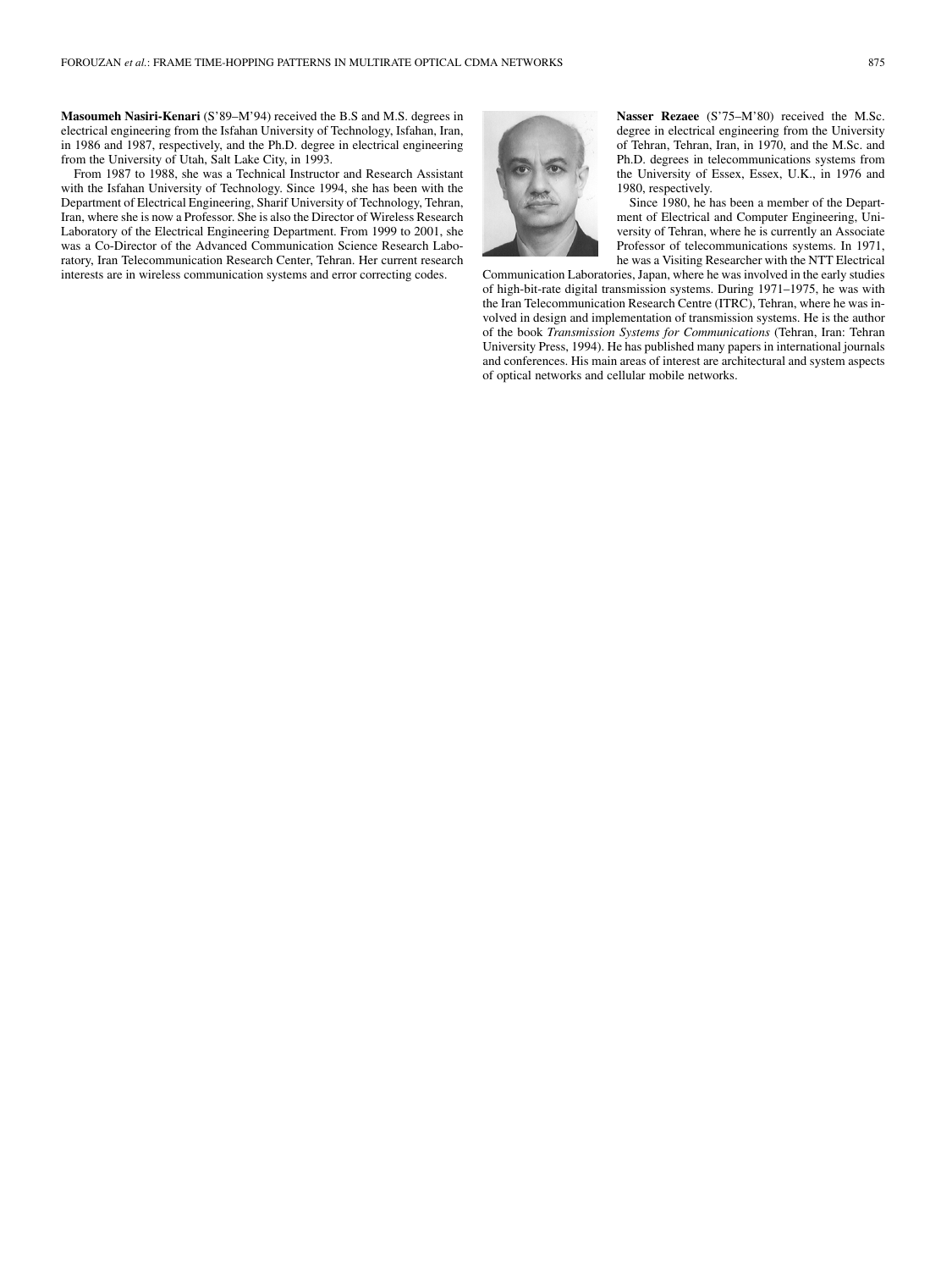**Masoumeh Nasiri-Kenari** (S'89–M'94) received the B.S and M.S. degrees in electrical engineering from the Isfahan University of Technology, Isfahan, Iran, in 1986 and 1987, respectively, and the Ph.D. degree in electrical engineering from the University of Utah, Salt Lake City, in 1993.

From 1987 to 1988, she was a Technical Instructor and Research Assistant with the Isfahan University of Technology. Since 1994, she has been with the Department of Electrical Engineering, Sharif University of Technology, Tehran, Iran, where she is now a Professor. She is also the Director of Wireless Research Laboratory of the Electrical Engineering Department. From 1999 to 2001, she was a Co-Director of the Advanced Communication Science Research Laboratory, Iran Telecommunication Research Center, Tehran. Her current research interests are in wireless communication systems and error correcting codes.

**Nasser Rezaee** (S'75–M'80) received the M.Sc. degree in electrical engineering from the University of Tehran, Tehran, Iran, in 1970, and the M.Sc. and Ph.D. degrees in telecommunications systems from the University of Essex, Essex, U.K., in 1976 and 1980, respectively.

Since 1980, he has been a member of the Department of Electrical and Computer Engineering, University of Tehran, where he is currently an Associate Professor of telecommunications systems. In 1971, he was a Visiting Researcher with the NTT Electrical Communication Laboratories, Japan, where he was involved in the early studies of high-bit-rate digital transmission systems. During 1971–1975, he was with the Iran Telecommunication Research Centre (ITRC), Tehran, where he was involved in design and implementation of transmission systems. He is the author of the book *Transmission Systems for Communications* (Tehran, Iran: Tehran University Press, 1994). He has published many papers in international journals and conferences. His main areas of interest are architectural and system aspects of optical networks and cellular mobile networks.